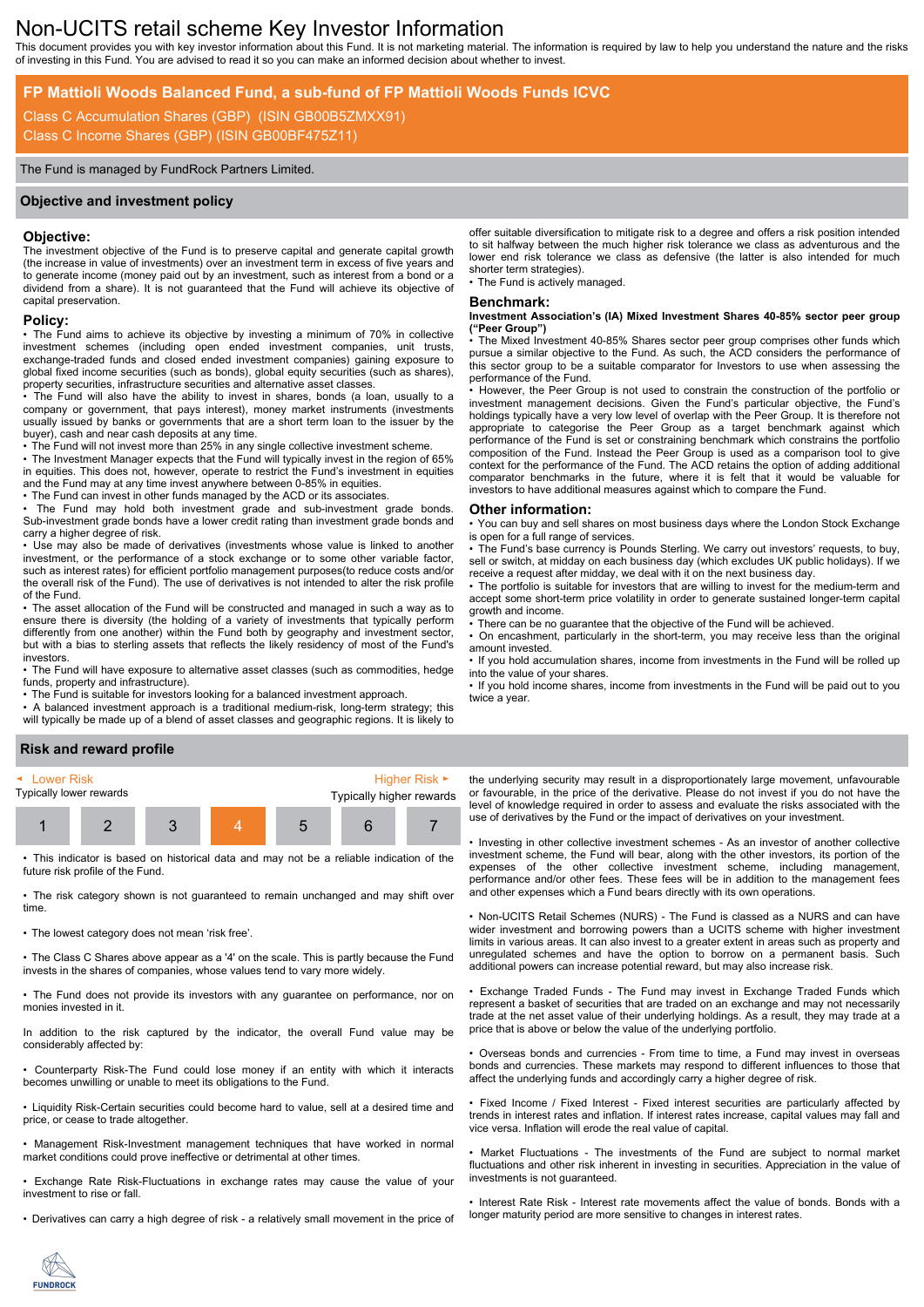# Non-UCITS retail scheme Key Investor Information

This document provides you with key investor information about this Fund. It is not marketing material. The information is required by law to help you understand the nature and the risks of investing in this Fund. You are advised to read it so you can make an informed decision about whether to invest.

## FP Mattioli Woods Balanced Fund, a sub-fund of FP Mattioli Woods Funds ICVC

Class C Accumulation Shares (GBP) (ISIN GB00B5ZMXX91)
Class C Income Shares (GBP) (ISIN GB00BF475Z11)

The Fund is managed by FundRock Partners Limited.

## Objective and investment policy

### Objective:

The investment objective of the Fund is to preserve capital and generate capital growth (the increase in value of investments) over an investment term in excess of five years and to generate income (money paid out by an investment, such as interest from a bond or a dividend from a share). It is not guaranteed that the Fund will achieve its objective of capital preservation.

### Policy:

- The Fund aims to achieve its objective by investing a minimum of 70% in collective investment schemes (including open ended investment companies, unit trusts, exchange-traded funds and closed ended investment companies) gaining exposure to global fixed income securities (such as bonds), global equity securities (such as shares), property securities, infrastructure securities and alternative asset classes.
- The Fund will also have the ability to invest in shares, bonds (a loan, usually to a company or government, that pays interest), money market instruments (investments usually issued by banks or governments that are a short term loan to the issuer by the buyer), cash and near cash deposits at any time.
- The Fund will not invest more than 25% in any single collective investment scheme.
- The Investment Manager expects that the Fund will typically invest in the region of 65% in equities. This does not, however, operate to restrict the Fund's investment in equities and the Fund may at any time invest anywhere between 0-85% in equities.
- The Fund can invest in other funds managed by the ACD or its associates.
- The Fund may hold both investment grade and sub-investment grade bonds. Sub-investment grade bonds have a lower credit rating than investment grade bonds and carry a higher degree of risk.
- Use may also be made of derivatives (investments whose value is linked to another investment, or the performance of a stock exchange or to some other variable factor, such as interest rates) for efficient portfolio management purposes(to reduce costs and/or the overall risk of the Fund). The use of derivatives is not intended to alter the risk profile of the Fund.
- The asset allocation of the Fund will be constructed and managed in such a way as to ensure there is diversity (the holding of a variety of investments that typically perform differently from one another) within the Fund both by geography and investment sector, but with a bias to sterling assets that reflects the likely residency of most of the Fund's investors.
- The Fund will have exposure to alternative asset classes (such as commodities, hedge funds, property and infrastructure).
- The Fund is suitable for investors looking for a balanced investment approach.
- A balanced investment approach is a traditional medium-risk, long-term strategy; this will typically be made up of a blend of asset classes and geographic regions. It is likely to offer suitable diversification to mitigate risk to a degree and offers a risk position intended to sit halfway between the much higher risk tolerance we class as adventurous and the lower end risk tolerance we class as defensive (the latter is also intended for much shorter term strategies).
- The Fund is actively managed.

### Benchmark:

**Investment Association's (IA) Mixed Investment Shares 40-85% sector peer group ("Peer Group")**

- The Mixed Investment 40-85% Shares sector peer group comprises other funds which pursue a similar objective to the Fund. As such, the ACD considers the performance of this sector group to be a suitable comparator for Investors to use when assessing the performance of the Fund.
- However, the Peer Group is not used to constrain the construction of the portfolio or investment management decisions. Given the Fund's particular objective, the Fund's holdings typically have a very low level of overlap with the Peer Group. It is therefore not appropriate to categorise the Peer Group as a target benchmark against which performance of the Fund is set or constraining benchmark which constrains the portfolio composition of the Fund. Instead the Peer Group is used as a comparison tool to give context for the performance of the Fund. The ACD retains the option of adding additional comparator benchmarks in the future, where it is felt that it would be valuable for investors to have additional measures against which to compare the Fund.

### Other information:

- You can buy and sell shares on most business days where the London Stock Exchange is open for a full range of services.
- The Fund's base currency is Pounds Sterling. We carry out investors' requests, to buy, sell or switch, at midday on each business day (which excludes UK public holidays). If we receive a request after midday, we deal with it on the next business day.
- The portfolio is suitable for investors that are willing to invest for the medium-term and accept some short-term price volatility in order to generate sustained longer-term capital growth and income.
- There can be no guarantee that the objective of the Fund will be achieved.
- On encashment, particularly in the short-term, you may receive less than the original amount invested.
- If you hold accumulation shares, income from investments in the Fund will be rolled up into the value of your shares.
- If you hold income shares, income from investments in the Fund will be paid out to you twice a year.

## Risk and reward profile

| Lower Risk<br>Typically lower rewards | | | | | | Higher Risk<br>Typically higher rewards |
|---|---|---|---|---|---|---|
| 1 | 2 | 3 | **4** | 5 | 6 | 7 |

- This indicator is based on historical data and may not be a reliable indication of the future risk profile of the Fund.
- The risk category shown is not guaranteed to remain unchanged and may shift over time.
- The lowest category does not mean 'risk free'.
- The Class C Shares above appear as a '4' on the scale. This is partly because the Fund invests in the shares of companies, whose values tend to vary more widely.
- The Fund does not provide its investors with any guarantee on performance, nor on monies invested in it.

In addition to the risk captured by the indicator, the overall Fund value may be considerably affected by:

- Counterparty Risk-The Fund could lose money if an entity with which it interacts becomes unwilling or unable to meet its obligations to the Fund.
- Liquidity Risk-Certain securities could become hard to value, sell at a desired time and price, or cease to trade altogether.
- Management Risk-Investment management techniques that have worked in normal market conditions could prove ineffective or detrimental at other times.
- Exchange Rate Risk-Fluctuations in exchange rates may cause the value of your investment to rise or fall.
- Derivatives can carry a high degree of risk - a relatively small movement in the price of the underlying security may result in a disproportionately large movement, unfavourable or favourable, in the price of the derivative. Please do not invest if you do not have the level of knowledge required in order to assess and evaluate the risks associated with the use of derivatives by the Fund or the impact of derivatives on your investment.
- Investing in other collective investment schemes - As an investor of another collective investment scheme, the Fund will bear, along with the other investors, its portion of the expenses of the other collective investment scheme, including management, performance and/or other fees. These fees will be in addition to the management fees and other expenses which a Fund bears directly with its own operations.
- Non-UCITS Retail Schemes (NURS) - The Fund is classed as a NURS and can have wider investment and borrowing powers than a UCITS scheme with higher investment limits in various areas. It can also invest to a greater extent in areas such as property and unregulated schemes and have the option to borrow on a permanent basis. Such additional powers can increase potential reward, but may also increase risk.
- Exchange Traded Funds - The Fund may invest in Exchange Traded Funds which represent a basket of securities that are traded on an exchange and may not necessarily trade at the net asset value of their underlying holdings. As a result, they may trade at a price that is above or below the value of the underlying portfolio.
- Overseas bonds and currencies - From time to time, a Fund may invest in overseas bonds and currencies. These markets may respond to different influences to those that affect the underlying funds and accordingly carry a higher degree of risk.
- Fixed Income / Fixed Interest - Fixed interest securities are particularly affected by trends in interest rates and inflation. If interest rates increase, capital values may fall and vice versa. Inflation will erode the real value of capital.
- Market Fluctuations - The investments of the Fund are subject to normal market fluctuations and other risk inherent in investing in securities. Appreciation in the value of investments is not guaranteed.
- Interest Rate Risk - Interest rate movements affect the value of bonds. Bonds with a longer maturity period are more sensitive to changes in interest rates.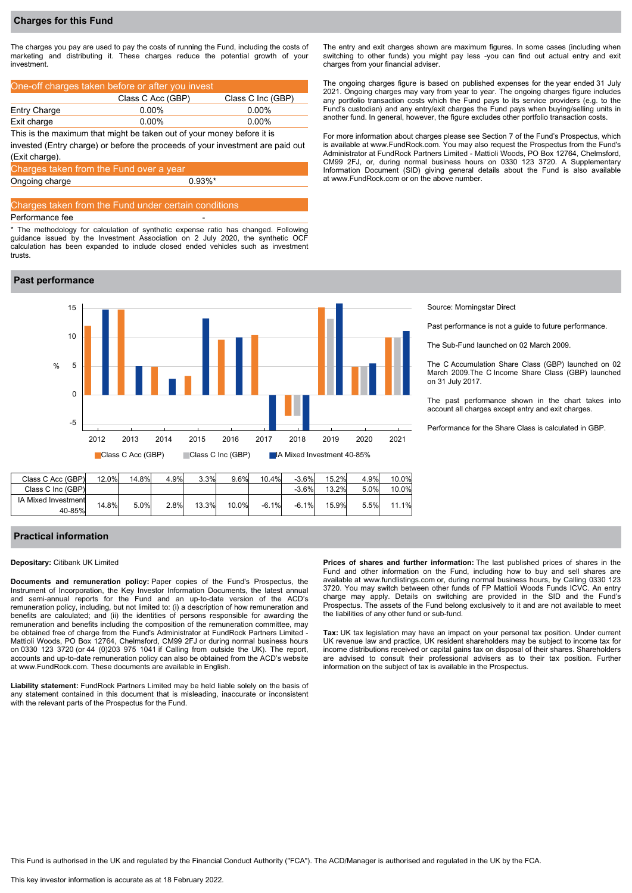## Charges for this Fund

The charges you pay are used to pay the costs of running the Fund, including the costs of marketing and distributing it. These charges reduce the potential growth of your investment.

| One-off charges taken before or after you invest | | |
|---|---|---|
| | Class C Acc (GBP) | Class C Inc (GBP) |
| Entry Charge | 0.00% | 0.00% |
| Exit charge | 0.00% | 0.00% |

This is the maximum that might be taken out of your money before it is invested (Entry charge) or before the proceeds of your investment are paid out (Exit charge).

| Charges taken from the Fund over a year | |
|---|---|
| Ongoing charge | 0.93%* |

| Charges taken from the Fund under certain conditions | |
|---|---|
| Performance fee | - |

* The methodology for calculation of synthetic expense ratio has changed. Following guidance issued by the Investment Association on 2 July 2020, the synthetic OCF calculation has been expanded to include closed ended vehicles such as investment trusts.

The entry and exit charges shown are maximum figures. In some cases (including when switching to other funds) you might pay less -you can find out actual entry and exit charges from your financial adviser.

The ongoing charges figure is based on published expenses for the year ended 31 July 2021. Ongoing charges may vary from year to year. The ongoing charges figure includes any portfolio transaction costs which the Fund pays to its service providers (e.g. to the Fund's custodian) and any entry/exit charges the Fund pays when buying/selling units in another fund. In general, however, the figure excludes other portfolio transaction costs.

For more information about charges please see Section 7 of the Fund's Prospectus, which is available at www.FundRock.com. You may also request the Prospectus from the Fund's Administrator at FundRock Partners Limited - Mattioli Woods, PO Box 12764, Chelmsford, CM99 2FJ, or, during normal business hours on 0330 123 3720. A Supplementary Information Document (SID) giving general details about the Fund is also available at www.FundRock.com or on the above number.

## Past performance

15
10
%
5
0
-5
2012 2013 2014 2015 2016 2017 2018 2019 2020 2021
Class C Acc (GBP) Class C Inc (GBP) IA Mixed Investment 40-85%

| | 2012 | 2013 | 2014 | 2015 | 2016 | 2017 | 2018 | 2019 | 2020 | 2021 |
|---|---|---|---|---|---|---|---|---|---|---|
| Class C Acc (GBP) | 12.0% | 14.8% | 4.9% | 3.3% | 9.6% | 10.4% | -3.6% | 15.2% | 4.9% | 10.0% |
| Class C Inc (GBP) | | | | | | | -3.6% | 13.2% | 5.0% | 10.0% |
| IA Mixed Investment 40-85% | 14.8% | 5.0% | 2.8% | 13.3% | 10.0% | -6.1% | -6.1% | 15.9% | 5.5% | 11.1% |

Source: Morningstar Direct

Past performance is not a guide to future performance.

The Sub-Fund launched on 02 March 2009.

The C Accumulation Share Class (GBP) launched on 02 March 2009.The C Income Share Class (GBP) launched on 31 July 2017.

The past performance shown in the chart takes into account all charges except entry and exit charges.

Performance for the Share Class is calculated in GBP.

## Practical information

**Depositary:** Citibank UK Limited

**Documents and remuneration policy:** Paper copies of the Fund's Prospectus, the Instrument of Incorporation, the Key Investor Information Documents, the latest annual and semi-annual reports for the Fund and an up-to-date version of the ACD's remuneration policy, including, but not limited to: (i) a description of how remuneration and benefits are calculated; and (ii) the identities of persons responsible for awarding the remuneration and benefits including the composition of the remuneration committee, may be obtained free of charge from the Fund's Administrator at FundRock Partners Limited - Mattioli Woods, PO Box 12764, Chelmsford, CM99 2FJ or during normal business hours on 0330 123 3720 (or 44 (0)203 975 1041 if Calling from outside the UK). The report, accounts and up-to-date remuneration policy can also be obtained from the ACD's website at www.FundRock.com. These documents are available in English.

**Liability statement:** FundRock Partners Limited may be held liable solely on the basis of any statement contained in this document that is misleading, inaccurate or inconsistent with the relevant parts of the Prospectus for the Fund.

**Prices of shares and further information:** The last published prices of shares in the Fund and other information on the Fund, including how to buy and sell shares are available at www.fundlistings.com or, during normal business hours, by Calling 0330 123 3720. You may switch between other funds of FP Mattioli Woods Funds ICVC. An entry charge may apply. Details on switching are provided in the SID and the Fund's Prospectus. The assets of the Fund belong exclusively to it and are not available to meet the liabilities of any other fund or sub-fund.

**Tax:** UK tax legislation may have an impact on your personal tax position. Under current UK revenue law and practice, UK resident shareholders may be subject to income tax for income distributions received or capital gains tax on disposal of their shares. Shareholders are advised to consult their professional advisers as to their tax position. Further information on the subject of tax is available in the Prospectus.

This Fund is authorised in the UK and regulated by the Financial Conduct Authority ("FCA"). The ACD/Manager is authorised and regulated in the UK by the FCA.

This key investor information is accurate as at 18 February 2022.